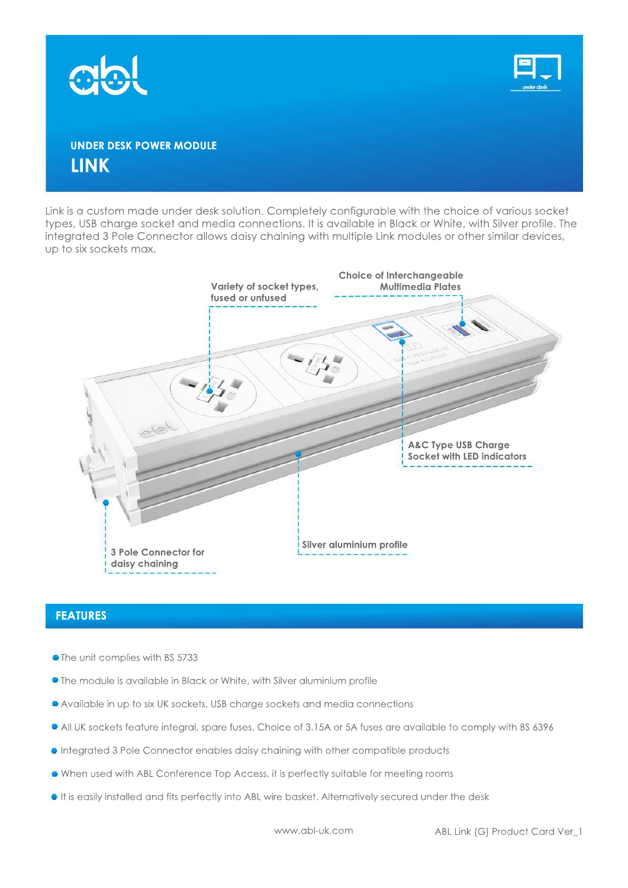abl

under desk

## UNDER DESK POWER MODULE

# LINK

Link is a custom made under desk solution. Completely configurable with the choice of various socket types, USB charge socket and media connections. It is available in Black or White, with Silver profile. The integrated 3 Pole Connector allows daisy chaining with multiple Link modules or other similar devices, up to six sockets max.

Variety of socket types, fused or unfused

Choice of Interchangeable Multimedia Plates

A&C Type USB Charge Socket with LED indicators

Silver aluminium profile

3 Pole Connector for daisy chaining

## FEATURES

- The unit complies with BS 5733
- The module is available in Black or White, with Silver aluminium profile
- Available in up to six UK sockets, USB charge sockets and media connections
- All UK sockets feature integral, spare fuses. Choice of 3.15A or 5A fuses are available to comply with BS 6396
- Integrated 3 Pole Connector enables daisy chaining with other compatible products
- When used with ABL Conference Top Access, it is perfectly suitable for meeting rooms
- It is easily installed and fits perfectly into ABL wire basket. Alternatively secured under the desk

www.abl-uk.com

ABL Link (G) Product Card Ver_1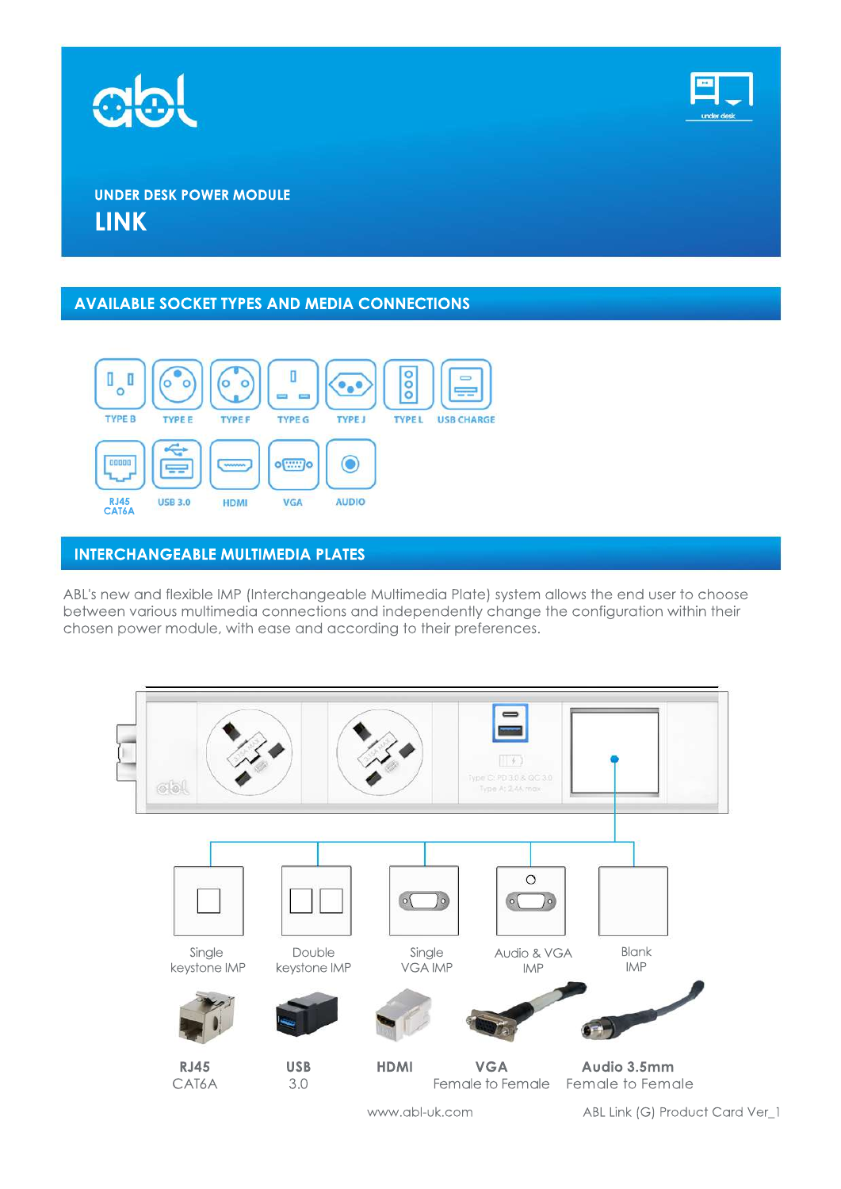UNDER DESK POWER MODULE

# LINK

## AVAILABLE SOCKET TYPES AND MEDIA CONNECTIONS

TYPE B, TYPE E, TYPE F, TYPE G, TYPE J, TYPE L, USB CHARGE

RJ45 CAT6A, USB 3.0, HDMI, VGA, AUDIO

## INTERCHANGEABLE MULTIMEDIA PLATES

ABL's new and flexible IMP (Interchangeable Multimedia Plate) system allows the end user to choose between various multimedia connections and independently change the configuration within their chosen power module, with ease and according to their preferences.

Type C: PD 3.0 & QC 3.0
Type A: 2.4A max

Single keystone IMP

Double keystone IMP

Single VGA IMP

Audio & VGA IMP

Blank IMP

**RJ45** CAT6A

**USB** 3.0

**HDMI**

**VGA** Female to Female

**Audio 3.5mm** Female to Female

www.abl-uk.com

ABL Link (G) Product Card Ver_1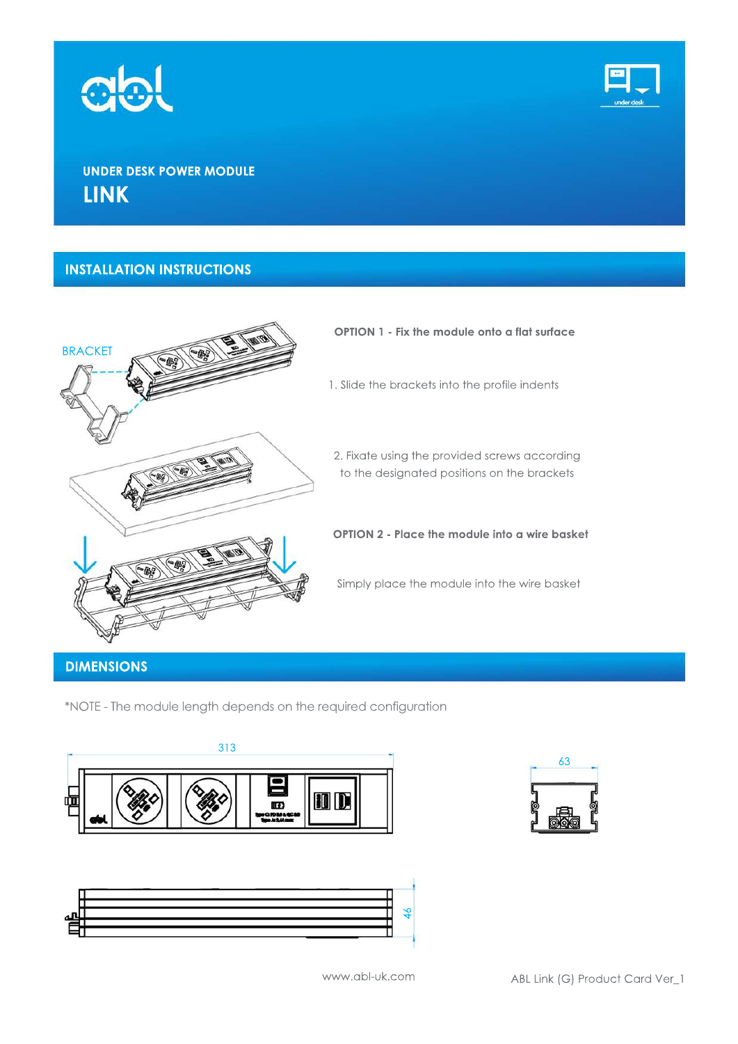UNDER DESK POWER MODULE

# LINK

## INSTALLATION INSTRUCTIONS

BRACKET

**OPTION 1 - Fix the module onto a flat surface**

1. Slide the brackets into the profile indents

2. Fixate using the provided screws according to the designated positions on the brackets

**OPTION 2 - Place the module into a wire basket**

Simply place the module into the wire basket

## DIMENSIONS

*NOTE - The module length depends on the required configuration

313

63

46

www.abl-uk.com

ABL Link (G) Product Card Ver_1